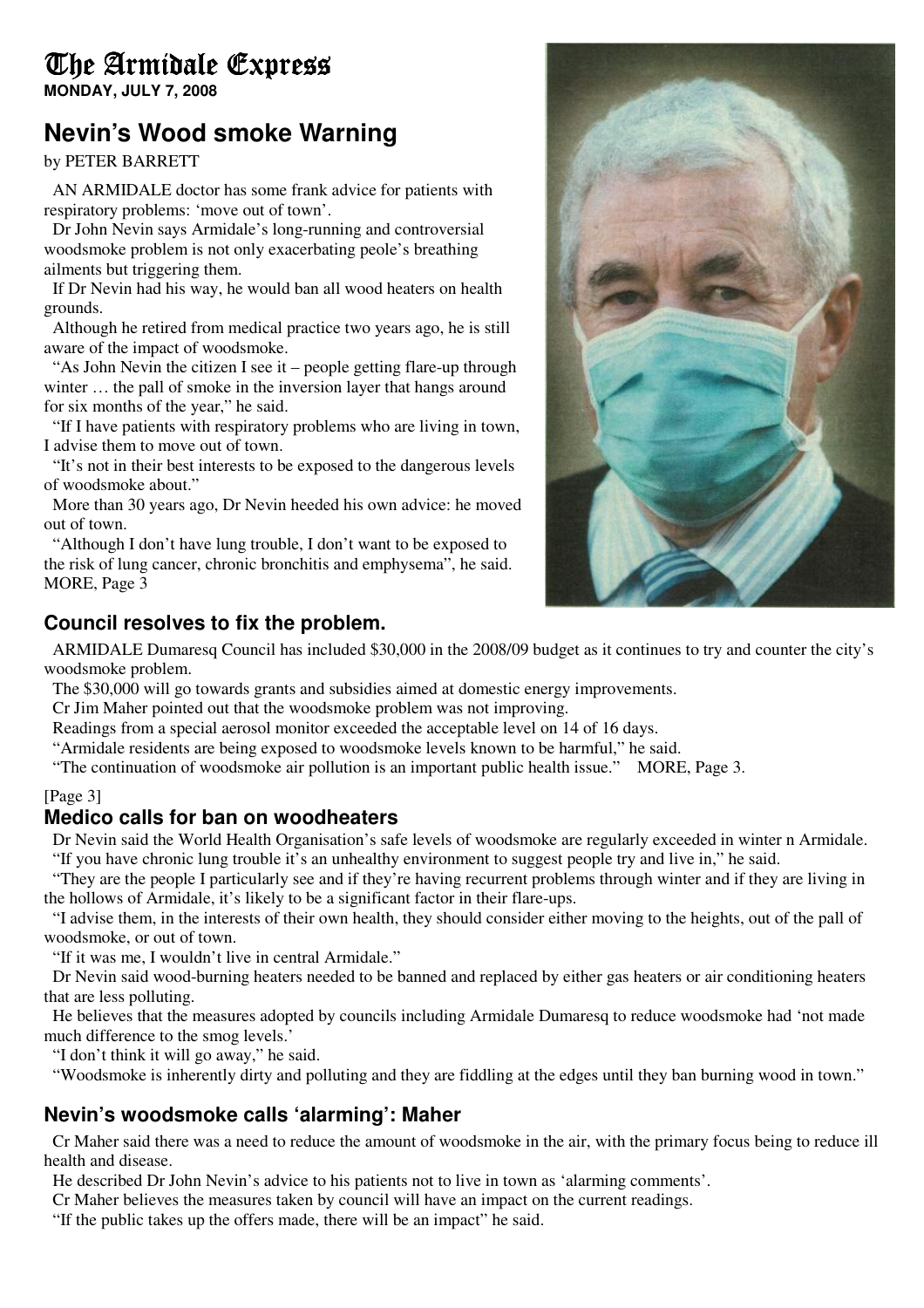# The Armidale Express

**MONDAY, JULY 7, 2008**

## Nevin's Wood smoke Warning

by PETER BARRETT

AN ARMIDALE doctor has some frank advice for patients with respiratory problems: 'move out of town'.

Dr John Nevin says Armidale's long-running and controversial woodsmoke problem is not only exacerbating peole's breathing ailments but triggering them.

If Dr Nevin had his way, he would ban all wood heaters on health grounds.

Although he retired from medical practice two years ago, he is still aware of the impact of woodsmoke.

"As John Nevin the citizen I see it – people getting flare-up through winter … the pall of smoke in the inversion layer that hangs around for six months of the year," he said.

"If I have patients with respiratory problems who are living in town, I advise them to move out of town.

"It's not in their best interests to be exposed to the dangerous levels of woodsmoke about."

More than 30 years ago, Dr Nevin heeded his own advice: he moved out of town.

"Although I don't have lung trouble, I don't want to be exposed to the risk of lung cancer, chronic bronchitis and emphysema", he said. MORE, Page 3

### Council resolves to fix the problem.

ARMIDALE Dumaresq Council has included $30,000 in the 2008/09 budget as it continues to try and counter the city's woodsmoke problem.

The $30,000 will go towards grants and subsidies aimed at domestic energy improvements.

Cr Jim Maher pointed out that the woodsmoke problem was not improving.

Readings from a special aerosol monitor exceeded the acceptable level on 14 of 16 days.

"Armidale residents are being exposed to woodsmoke levels known to be harmful," he said.

"The continuation of woodsmoke air pollution is an important public health issue." MORE, Page 3.

[Page 3]

### Medico calls for ban on woodheaters

Dr Nevin said the World Health Organisation's safe levels of woodsmoke are regularly exceeded in winter n Armidale.

"If you have chronic lung trouble it's an unhealthy environment to suggest people try and live in," he said.

"They are the people I particularly see and if they're having recurrent problems through winter and if they are living in the hollows of Armidale, it's likely to be a significant factor in their flare-ups.

"I advise them, in the interests of their own health, they should consider either moving to the heights, out of the pall of woodsmoke, or out of town.

"If it was me, I wouldn't live in central Armidale."

Dr Nevin said wood-burning heaters needed to be banned and replaced by either gas heaters or air conditioning heaters that are less polluting.

He believes that the measures adopted by councils including Armidale Dumaresq to reduce woodsmoke had 'not made much difference to the smog levels.'

"I don't think it will go away," he said.

"Woodsmoke is inherently dirty and polluting and they are fiddling at the edges until they ban burning wood in town."

### Nevin's woodsmoke calls 'alarming': Maher

Cr Maher said there was a need to reduce the amount of woodsmoke in the air, with the primary focus being to reduce ill health and disease.

He described Dr John Nevin's advice to his patients not to live in town as 'alarming comments'.

Cr Maher believes the measures taken by council will have an impact on the current readings.

"If the public takes up the offers made, there will be an impact" he said.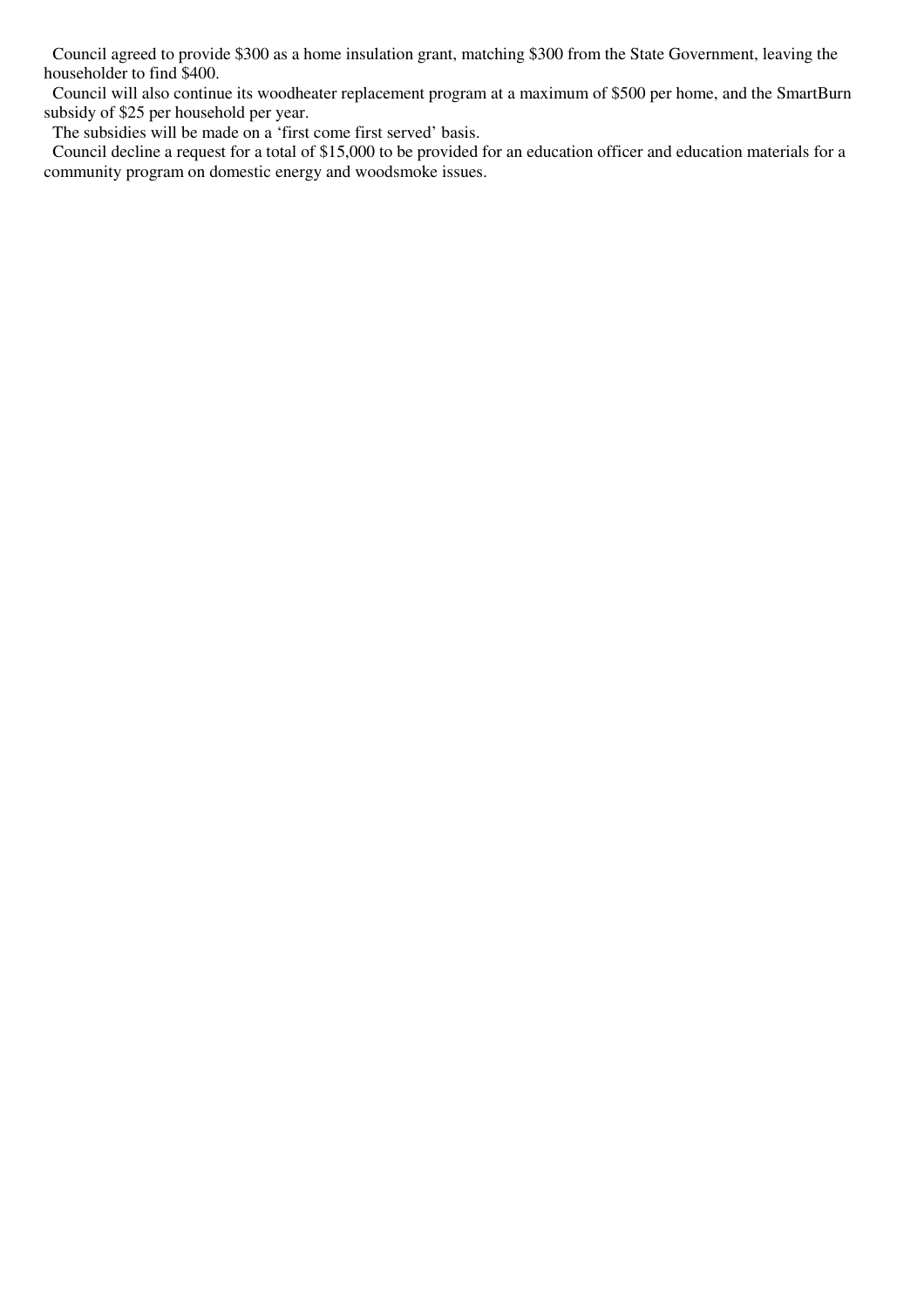Council agreed to provide $300 as a home insulation grant, matching $300 from the State Government, leaving the householder to find $400.

Council will also continue its woodheater replacement program at a maximum of $500 per home, and the SmartBurn subsidy of $25 per household per year.

The subsidies will be made on a 'first come first served' basis.

Council decline a request for a total of $15,000 to be provided for an education officer and education materials for a community program on domestic energy and woodsmoke issues.